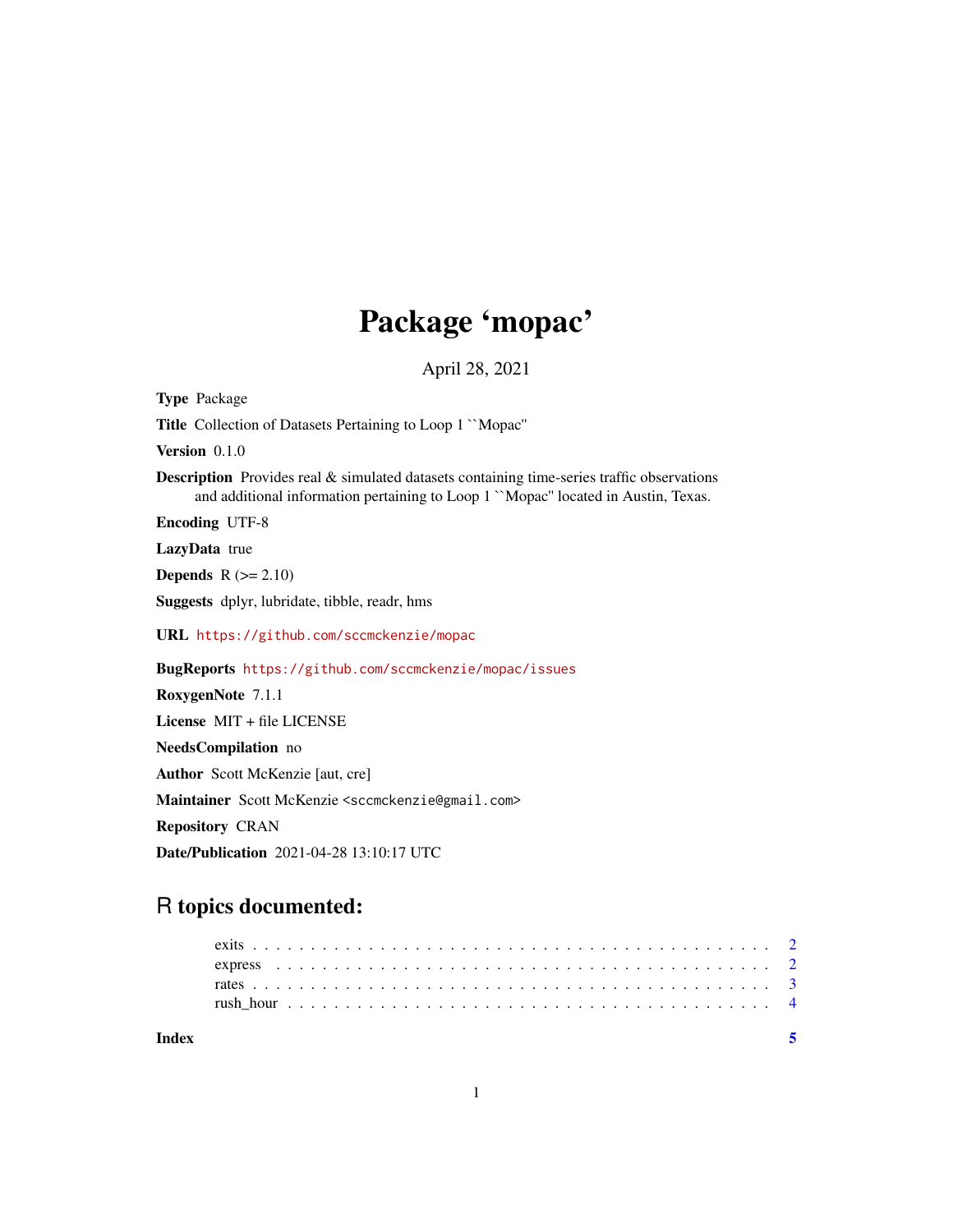# Package 'mopac'

April 28, 2021

**Type** Package

**Title** Collection of Datasets Pertaining to Loop 1 ``Mopac''

**Version** 0.1.0

**Description** Provides real & simulated datasets containing time-series traffic observations and additional information pertaining to Loop 1 ``Mopac'' located in Austin, Texas.

**Encoding** UTF-8

**LazyData** true

**Depends** R (>= 2.10)

**Suggests** dplyr, lubridate, tibble, readr, hms

**URL** https://github.com/sccmckenzie/mopac

**BugReports** https://github.com/sccmckenzie/mopac/issues

**RoxygenNote** 7.1.1

**License** MIT + file LICENSE

**NeedsCompilation** no

**Author** Scott McKenzie [aut, cre]

**Maintainer** Scott McKenzie <sccmckenzie@gmail.com>

**Repository** CRAN

**Date/Publication** 2021-04-28 13:10:17 UTC

## R topics documented:

- exits . . . . . . . . . . 2
- express . . . . . . . . . . 2
- rates . . . . . . . . . . 3
- rush_hour . . . . . . . . . . 4

**Index** 5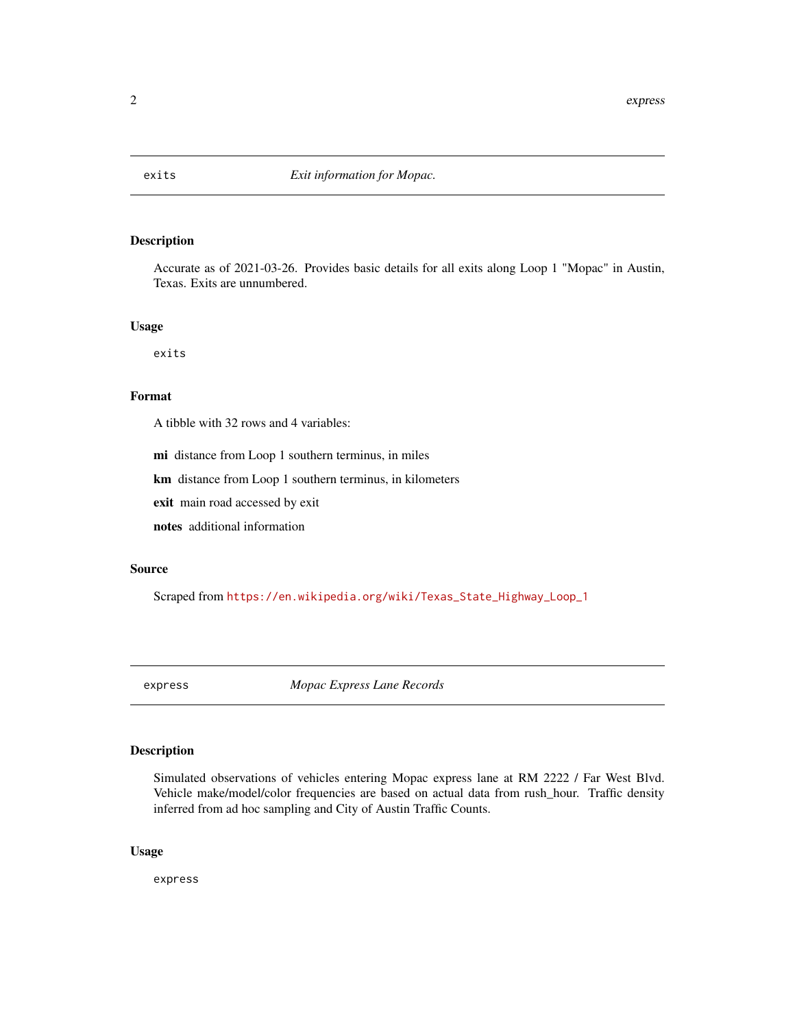## exits — *Exit information for Mopac.*

### Description

Accurate as of 2021-03-26. Provides basic details for all exits along Loop 1 "Mopac" in Austin, Texas. Exits are unnumbered.

### Usage

```
exits
```

### Format

A tibble with 32 rows and 4 variables:

**mi** distance from Loop 1 southern terminus, in miles

**km** distance from Loop 1 southern terminus, in kilometers

**exit** main road accessed by exit

**notes** additional information

### Source

Scraped from https://en.wikipedia.org/wiki/Texas_State_Highway_Loop_1

## express — *Mopac Express Lane Records*

### Description

Simulated observations of vehicles entering Mopac express lane at RM 2222 / Far West Blvd. Vehicle make/model/color frequencies are based on actual data from rush_hour. Traffic density inferred from ad hoc sampling and City of Austin Traffic Counts.

### Usage

```
express
```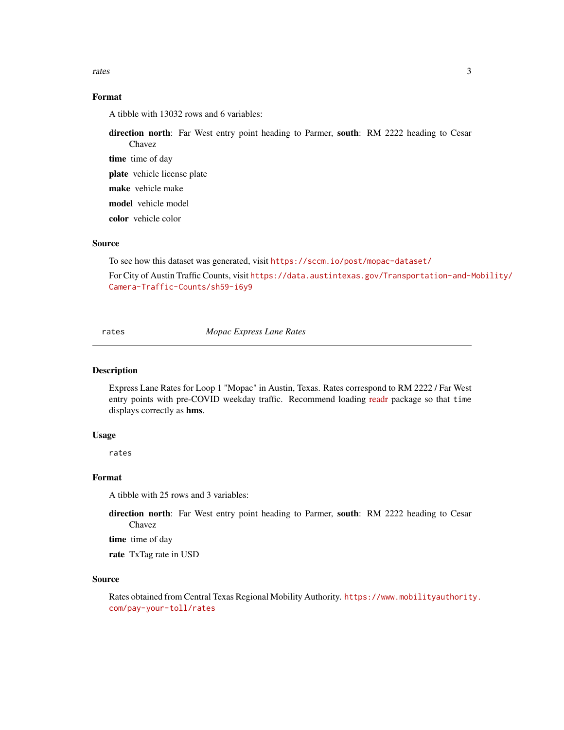### Format

A tibble with 13032 rows and 6 variables:

**direction** **north**: Far West entry point heading to Parmer, **south**: RM 2222 heading to Cesar Chavez

**time** time of day

**plate** vehicle license plate

**make** vehicle make

**model** vehicle model

**color** vehicle color

### Source

To see how this dataset was generated, visit https://sccm.io/post/mopac-dataset/

For City of Austin Traffic Counts, visit https://data.austintexas.gov/Transportation-and-Mobility/Camera-Traffic-Counts/sh59-i6y9

---

## rates *Mopac Express Lane Rates*

---

### Description

Express Lane Rates for Loop 1 "Mopac" in Austin, Texas. Rates correspond to RM 2222 / Far West entry points with pre-COVID weekday traffic. Recommend loading readr package so that `time` displays correctly as **hms**.

### Usage

```
rates
```

### Format

A tibble with 25 rows and 3 variables:

**direction** **north**: Far West entry point heading to Parmer, **south**: RM 2222 heading to Cesar Chavez

**time** time of day

**rate** TxTag rate in USD

### Source

Rates obtained from Central Texas Regional Mobility Authority. https://www.mobilityauthority.com/pay-your-toll/rates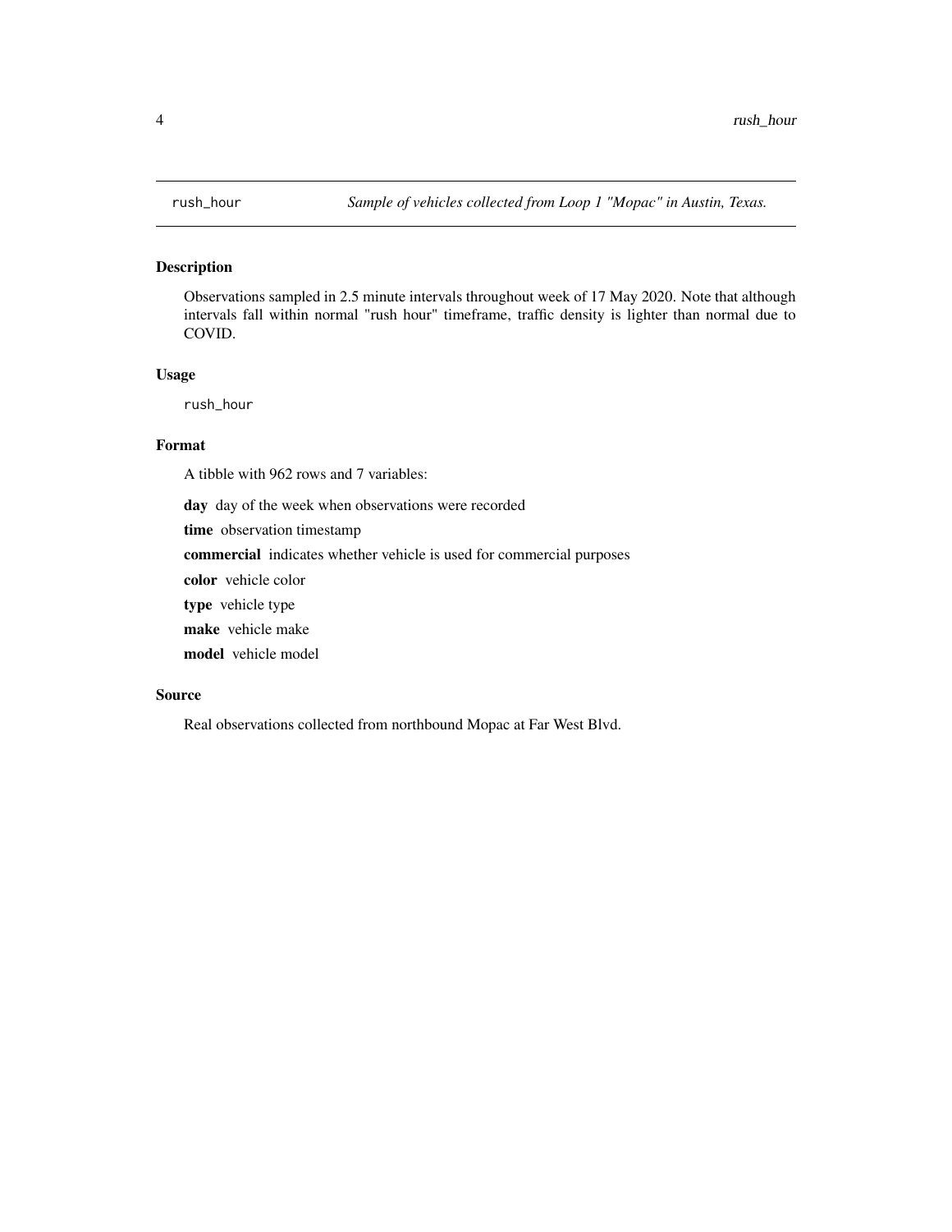rush_hour *Sample of vehicles collected from Loop 1 "Mopac" in Austin, Texas.*

## Description

Observations sampled in 2.5 minute intervals throughout week of 17 May 2020. Note that although intervals fall within normal "rush hour" timeframe, traffic density is lighter than normal due to COVID.

## Usage

```
rush_hour
```

## Format

A tibble with 962 rows and 7 variables:

**day** day of the week when observations were recorded

**time** observation timestamp

**commercial** indicates whether vehicle is used for commercial purposes

**color** vehicle color

**type** vehicle type

**make** vehicle make

**model** vehicle model

## Source

Real observations collected from northbound Mopac at Far West Blvd.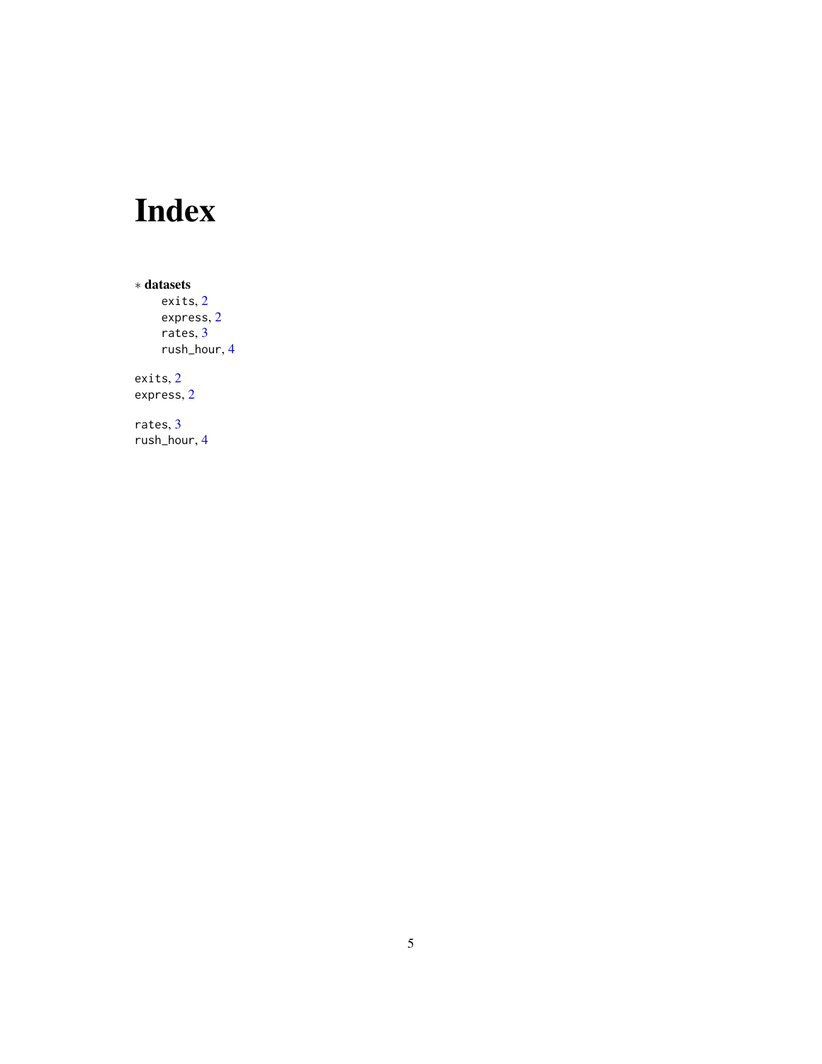# Index

∗ **datasets**
    exits, 2
    express, 2
    rates, 3
    rush_hour, 4

exits, 2
express, 2

rates, 3
rush_hour, 4